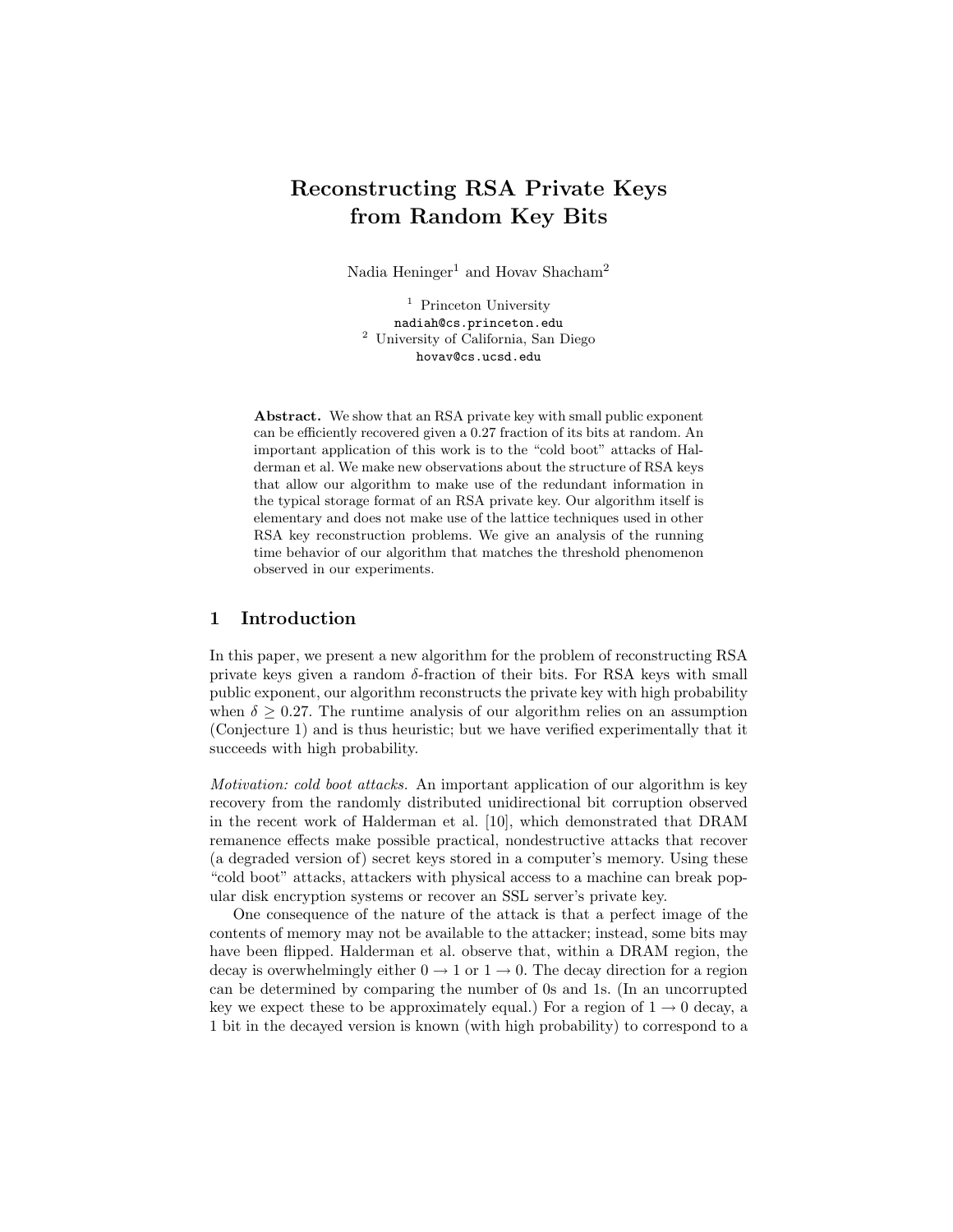# Reconstructing RSA Private Keys from Random Key Bits

Nadia Heninger[1] and Hovav Shacham[2]

[1] Princeton University
nadiah@cs.princeton.edu
[2] University of California, San Diego
hovav@cs.ucsd.edu

**Abstract.** We show that an RSA private key with small public exponent can be efficiently recovered given a 0.27 fraction of its bits at random. An important application of this work is to the "cold boot" attacks of Halderman et al. We make new observations about the structure of RSA keys that allow our algorithm to make use of the redundant information in the typical storage format of an RSA private key. Our algorithm itself is elementary and does not make use of the lattice techniques used in other RSA key reconstruction problems. We give an analysis of the running time behavior of our algorithm that matches the threshold phenomenon observed in our experiments.

## 1 Introduction

In this paper, we present a new algorithm for the problem of reconstructing RSA private keys given a random $\delta$-fraction of their bits. For RSA keys with small public exponent, our algorithm reconstructs the private key with high probability when $\delta \geq 0.27$. The runtime analysis of our algorithm relies on an assumption (Conjecture 1) and is thus heuristic; but we have verified experimentally that it succeeds with high probability.

*Motivation: cold boot attacks.* An important application of our algorithm is key recovery from the randomly distributed unidirectional bit corruption observed in the recent work of Halderman et al. [10], which demonstrated that DRAM remanence effects make possible practical, nondestructive attacks that recover (a degraded version of) secret keys stored in a computer's memory. Using these "cold boot" attacks, attackers with physical access to a machine can break popular disk encryption systems or recover an SSL server's private key.

One consequence of the nature of the attack is that a perfect image of the contents of memory may not be available to the attacker; instead, some bits may have been flipped. Halderman et al. observe that, within a DRAM region, the decay is overwhelmingly either $0 \rightarrow 1$ or $1 \rightarrow 0$. The decay direction for a region can be determined by comparing the number of 0s and 1s. (In an uncorrupted key we expect these to be approximately equal.) For a region of $1 \rightarrow 0$ decay, a 1 bit in the decayed version is known (with high probability) to correspond to a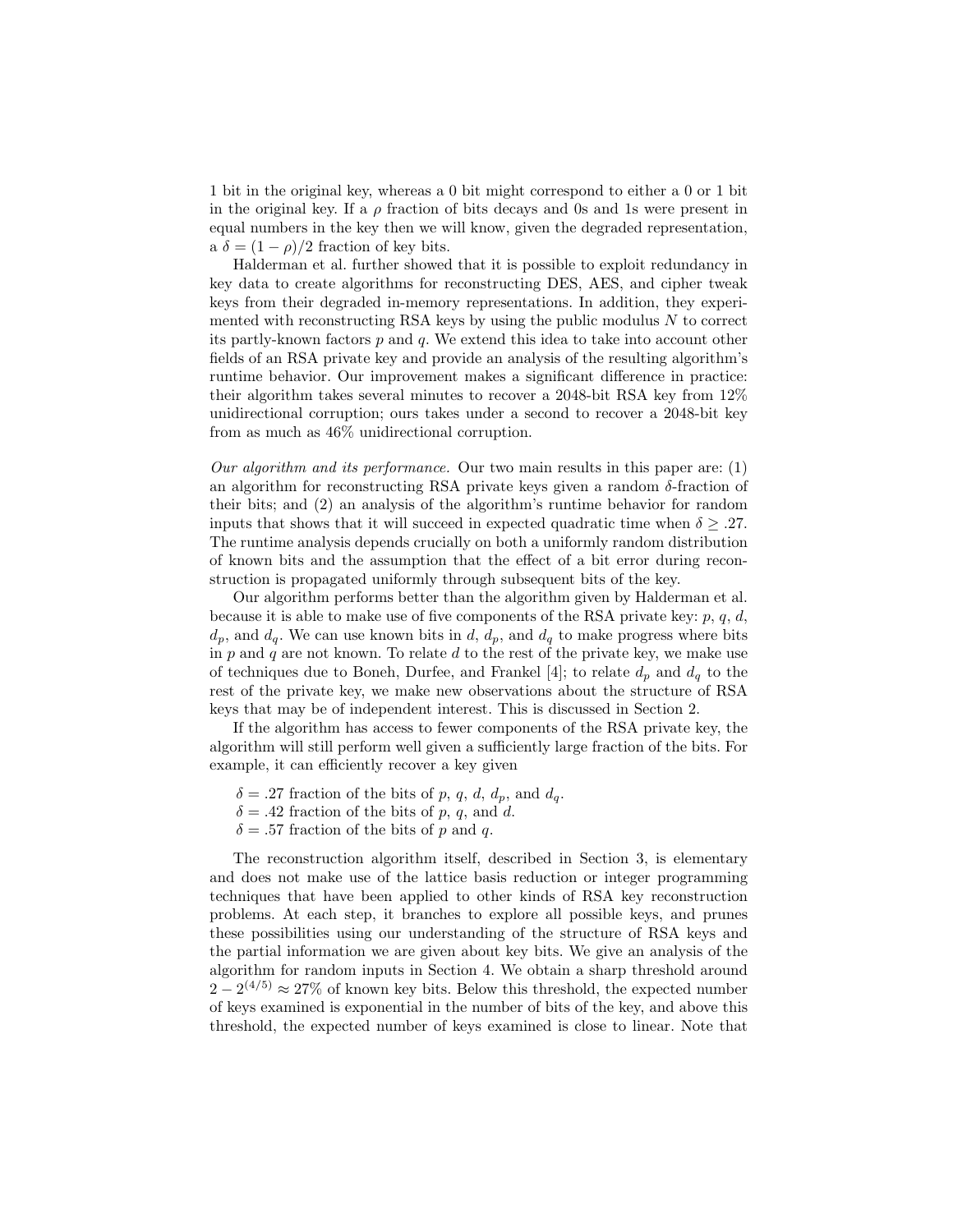1 bit in the original key, whereas a 0 bit might correspond to either a 0 or 1 bit in the original key. If a $\rho$ fraction of bits decays and 0s and 1s were present in equal numbers in the key then we will know, given the degraded representation, a $\delta = (1 - \rho)/2$ fraction of key bits.

Halderman et al. further showed that it is possible to exploit redundancy in key data to create algorithms for reconstructing DES, AES, and cipher tweak keys from their degraded in-memory representations. In addition, they experimented with reconstructing RSA keys by using the public modulus $N$ to correct its partly-known factors $p$ and $q$. We extend this idea to take into account other fields of an RSA private key and provide an analysis of the resulting algorithm's runtime behavior. Our improvement makes a significant difference in practice: their algorithm takes several minutes to recover a 2048-bit RSA key from 12% unidirectional corruption; ours takes under a second to recover a 2048-bit key from as much as 46% unidirectional corruption.

*Our algorithm and its performance.* Our two main results in this paper are: (1) an algorithm for reconstructing RSA private keys given a random $\delta$-fraction of their bits; and (2) an analysis of the algorithm's runtime behavior for random inputs that shows that it will succeed in expected quadratic time when $\delta \geq .27$. The runtime analysis depends crucially on both a uniformly random distribution of known bits and the assumption that the effect of a bit error during reconstruction is propagated uniformly through subsequent bits of the key.

Our algorithm performs better than the algorithm given by Halderman et al. because it is able to make use of five components of the RSA private key: $p$, $q$, $d$, $d_p$, and $d_q$. We can use known bits in $d$, $d_p$, and $d_q$ to make progress where bits in $p$ and $q$ are not known. To relate $d$ to the rest of the private key, we make use of techniques due to Boneh, Durfee, and Frankel [4]; to relate $d_p$ and $d_q$ to the rest of the private key, we make new observations about the structure of RSA keys that may be of independent interest. This is discussed in Section 2.

If the algorithm has access to fewer components of the RSA private key, the algorithm will still perform well given a sufficiently large fraction of the bits. For example, it can efficiently recover a key given

- $\delta = .27$ fraction of the bits of $p$, $q$, $d$, $d_p$, and $d_q$.
- $\delta = .42$ fraction of the bits of $p$, $q$, and $d$.
- $\delta = .57$ fraction of the bits of $p$ and $q$.

The reconstruction algorithm itself, described in Section 3, is elementary and does not make use of the lattice basis reduction or integer programming techniques that have been applied to other kinds of RSA key reconstruction problems. At each step, it branches to explore all possible keys, and prunes these possibilities using our understanding of the structure of RSA keys and the partial information we are given about key bits. We give an analysis of the algorithm for random inputs in Section 4. We obtain a sharp threshold around $2 - 2^{(4/5)} \approx 27\%$ of known key bits. Below this threshold, the expected number of keys examined is exponential in the number of bits of the key, and above this threshold, the expected number of keys examined is close to linear. Note that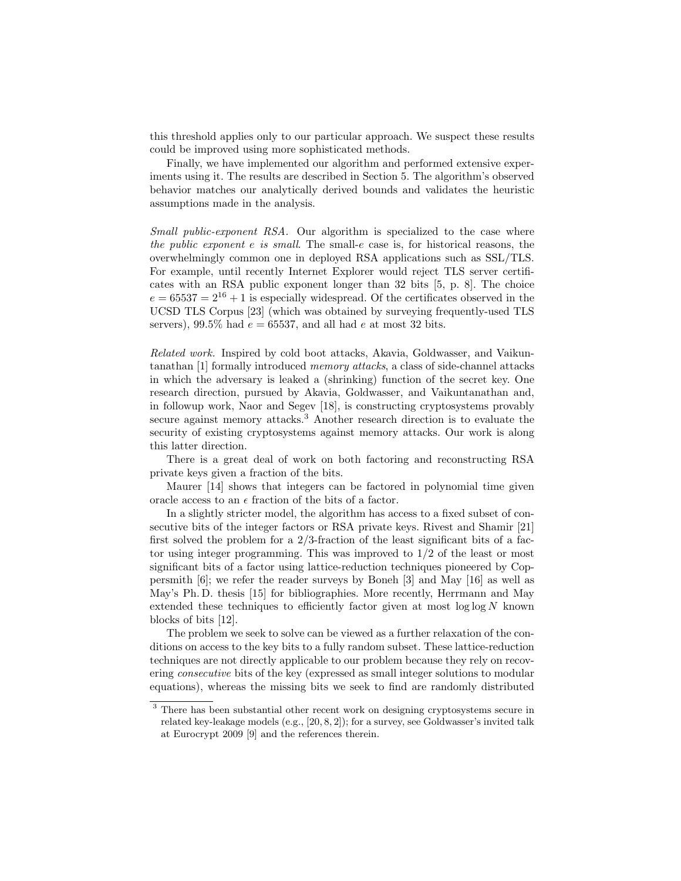this threshold applies only to our particular approach. We suspect these results could be improved using more sophisticated methods.

Finally, we have implemented our algorithm and performed extensive experiments using it. The results are described in Section 5. The algorithm's observed behavior matches our analytically derived bounds and validates the heuristic assumptions made in the analysis.

*Small public-exponent RSA.* Our algorithm is specialized to the case where *the public exponent $e$ is small*. The small-$e$ case is, for historical reasons, the overwhelmingly common one in deployed RSA applications such as SSL/TLS. For example, until recently Internet Explorer would reject TLS server certificates with an RSA public exponent longer than 32 bits [5, p. 8]. The choice $e = 65537 = 2^{16} + 1$ is especially widespread. Of the certificates observed in the UCSD TLS Corpus [23] (which was obtained by surveying frequently-used TLS servers), 99.5% had $e = 65537$, and all had $e$ at most 32 bits.

*Related work.* Inspired by cold boot attacks, Akavia, Goldwasser, and Vaikuntanathan [1] formally introduced *memory attacks*, a class of side-channel attacks in which the adversary is leaked a (shrinking) function of the secret key. One research direction, pursued by Akavia, Goldwasser, and Vaikuntanathan and, in followup work, Naor and Segev [18], is constructing cryptosystems provably secure against memory attacks.[3] Another research direction is to evaluate the security of existing cryptosystems against memory attacks. Our work is along this latter direction.

There is a great deal of work on both factoring and reconstructing RSA private keys given a fraction of the bits.

Maurer [14] shows that integers can be factored in polynomial time given oracle access to an $\epsilon$ fraction of the bits of a factor.

In a slightly stricter model, the algorithm has access to a fixed subset of consecutive bits of the integer factors or RSA private keys. Rivest and Shamir [21] first solved the problem for a 2/3-fraction of the least significant bits of a factor using integer programming. This was improved to 1/2 of the least or most significant bits of a factor using lattice-reduction techniques pioneered by Coppersmith [6]; we refer the reader surveys by Boneh [3] and May [16] as well as May's Ph. D. thesis [15] for bibliographies. More recently, Herrmann and May extended these techniques to efficiently factor given at most $\log \log N$ known blocks of bits [12].

The problem we seek to solve can be viewed as a further relaxation of the conditions on access to the key bits to a fully random subset. These lattice-reduction techniques are not directly applicable to our problem because they rely on recovering *consecutive* bits of the key (expressed as small integer solutions to modular equations), whereas the missing bits we seek to find are randomly distributed

[3] There has been substantial other recent work on designing cryptosystems secure in related key-leakage models (e.g., [20, 8, 2]); for a survey, see Goldwasser's invited talk at Eurocrypt 2009 [9] and the references therein.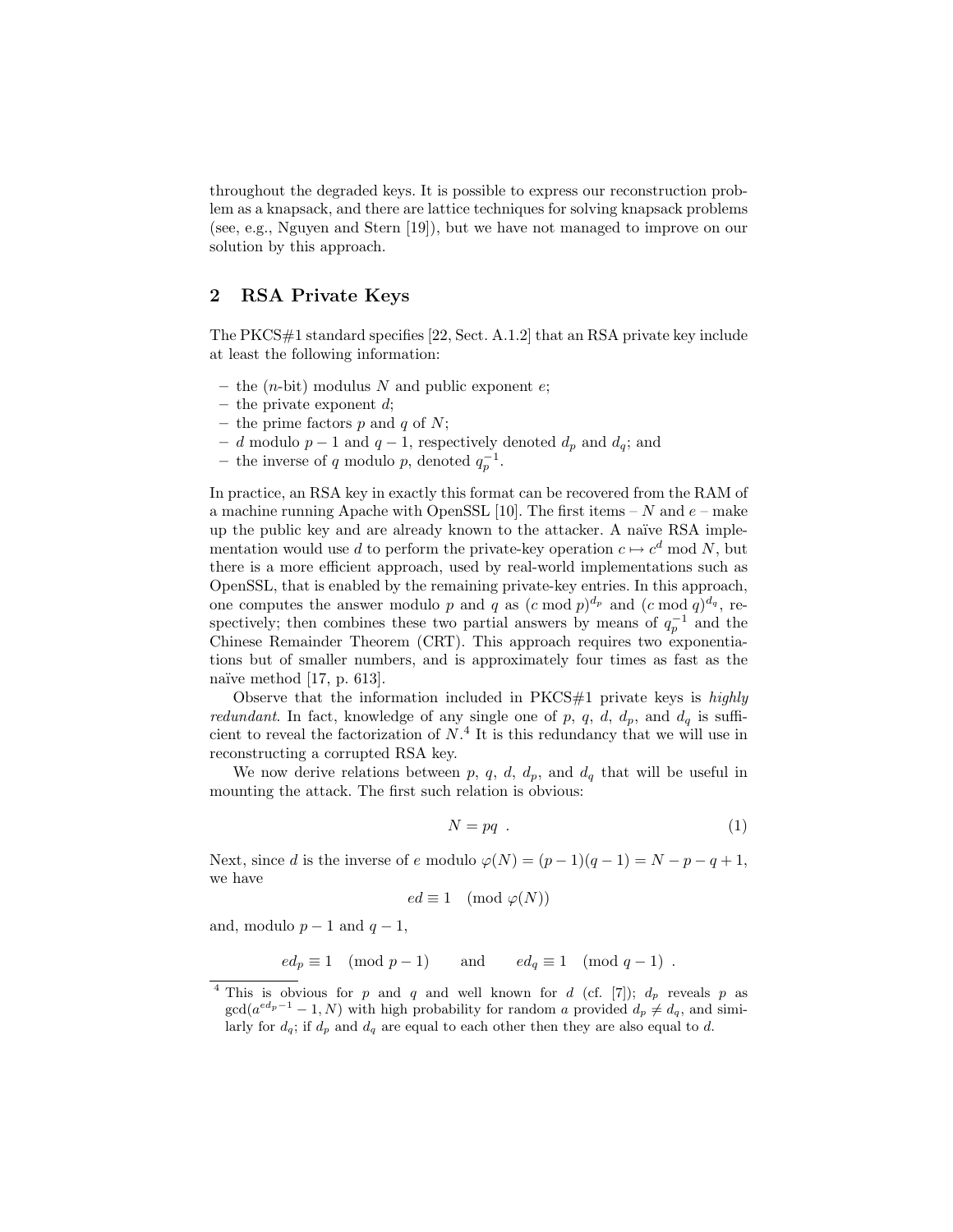throughout the degraded keys. It is possible to express our reconstruction problem as a knapsack, and there are lattice techniques for solving knapsack problems (see, e.g., Nguyen and Stern [19]), but we have not managed to improve on our solution by this approach.

## 2 RSA Private Keys

The PKCS#1 standard specifies [22, Sect. A.1.2] that an RSA private key include at least the following information:

- the ($n$-bit) modulus $N$ and public exponent $e$;
- the private exponent $d$;
- the prime factors $p$ and $q$ of $N$;
- $d$ modulo $p-1$ and $q-1$, respectively denoted $d_p$ and $d_q$; and
- the inverse of $q$ modulo $p$, denoted $q_p^{-1}$.

In practice, an RSA key in exactly this format can be recovered from the RAM of a machine running Apache with OpenSSL [10]. The first items – $N$ and $e$ – make up the public key and are already known to the attacker. A naïve RSA implementation would use $d$ to perform the private-key operation $c \mapsto c^d \bmod N$, but there is a more efficient approach, used by real-world implementations such as OpenSSL, that is enabled by the remaining private-key entries. In this approach, one computes the answer modulo $p$ and $q$ as $(c \bmod p)^{d_p}$ and $(c \bmod q)^{d_q}$, respectively; then combines these two partial answers by means of $q_p^{-1}$ and the Chinese Remainder Theorem (CRT). This approach requires two exponentiations but of smaller numbers, and is approximately four times as fast as the naïve method [17, p. 613].

Observe that the information included in PKCS#1 private keys is *highly redundant*. In fact, knowledge of any single one of $p$, $q$, $d$, $d_p$, and $d_q$ is sufficient to reveal the factorization of $N$.[4] It is this redundancy that we will use in reconstructing a corrupted RSA key.

We now derive relations between $p$, $q$, $d$, $d_p$, and $d_q$ that will be useful in mounting the attack. The first such relation is obvious:

$$N = pq \ . \tag{1}$$

Next, since $d$ is the inverse of $e$ modulo $\varphi(N) = (p-1)(q-1) = N - p - q + 1$, we have

$$ed \equiv 1 \pmod{\varphi(N)}$$

and, modulo $p-1$ and $q-1$,

$$ed_p \equiv 1 \pmod{p-1} \qquad \text{and} \qquad ed_q \equiv 1 \pmod{q-1} \ .$$

---

[4] This is obvious for $p$ and $q$ and well known for $d$ (cf. [7]); $d_p$ reveals $p$ as $\gcd(a^{ed_p-1} - 1, N)$ with high probability for random $a$ provided $d_p \neq d_q$, and similarly for $d_q$; if $d_p$ and $d_q$ are equal to each other then they are also equal to $d$.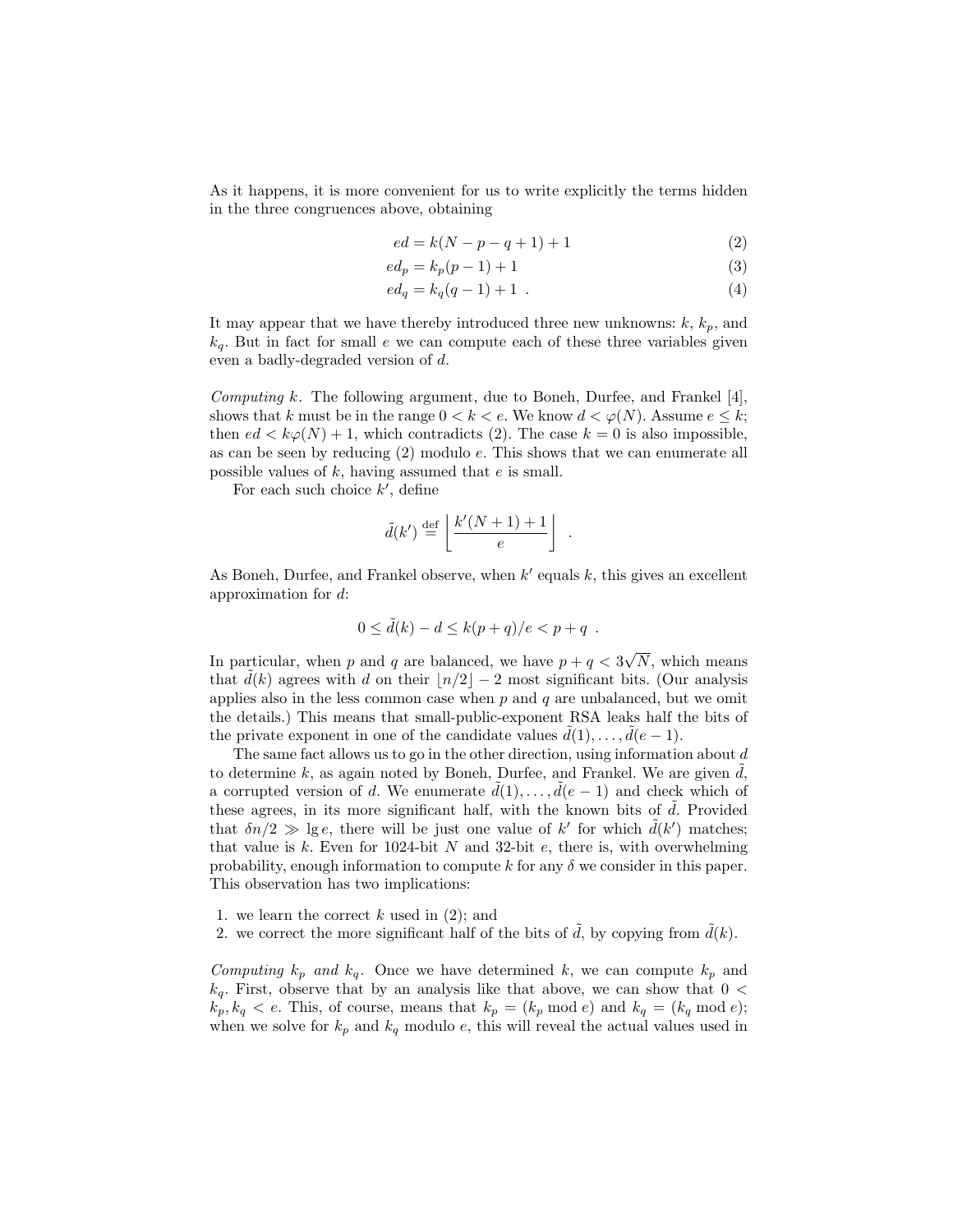As it happens, it is more convenient for us to write explicitly the terms hidden in the three congruences above, obtaining

$$ed = k(N - p - q + 1) + 1 \tag{2}$$

$$ed_p = k_p(p - 1) + 1 \tag{3}$$

$$ed_q = k_q(q - 1) + 1 \ . \tag{4}$$

It may appear that we have thereby introduced three new unknowns: $k$, $k_p$, and $k_q$. But in fact for small $e$ we can compute each of these three variables given even a badly-degraded version of $d$.

*Computing $k$.* The following argument, due to Boneh, Durfee, and Frankel [4], shows that $k$ must be in the range $0 < k < e$. We know $d < \varphi(N)$. Assume $e \leq k$; then $ed < k\varphi(N) + 1$, which contradicts (2). The case $k = 0$ is also impossible, as can be seen by reducing (2) modulo $e$. This shows that we can enumerate all possible values of $k$, having assumed that $e$ is small.

For each such choice $k'$, define

$$\tilde{d}(k') \stackrel{\text{def}}{=} \left\lfloor \frac{k'(N+1)+1}{e} \right\rfloor \ .$$

As Boneh, Durfee, and Frankel observe, when $k'$ equals $k$, this gives an excellent approximation for $d$:

$$0 \leq \tilde{d}(k) - d \leq k(p+q)/e < p + q \ .$$

In particular, when $p$ and $q$ are balanced, we have $p + q < 3\sqrt{N}$, which means that $\tilde{d}(k)$ agrees with $d$ on their $\lfloor n/2 \rfloor - 2$ most significant bits. (Our analysis applies also in the less common case when $p$ and $q$ are unbalanced, but we omit the details.) This means that small-public-exponent RSA leaks half the bits of the private exponent in one of the candidate values $\tilde{d}(1), \ldots, \tilde{d}(e-1)$.

The same fact allows us to go in the other direction, using information about $d$ to determine $k$, as again noted by Boneh, Durfee, and Frankel. We are given $\tilde{d}$, a corrupted version of $d$. We enumerate $\tilde{d}(1), \ldots, \tilde{d}(e-1)$ and check which of these agrees, in its more significant half, with the known bits of $\tilde{d}$. Provided that $\delta n/2 \gg \lg e$, there will be just one value of $k'$ for which $\tilde{d}(k')$ matches; that value is $k$. Even for 1024-bit $N$ and 32-bit $e$, there is, with overwhelming probability, enough information to compute $k$ for any $\delta$ we consider in this paper. This observation has two implications:

1. we learn the correct $k$ used in (2); and
2. we correct the more significant half of the bits of $\tilde{d}$, by copying from $\tilde{d}(k)$.

*Computing $k_p$ and $k_q$.* Once we have determined $k$, we can compute $k_p$ and $k_q$. First, observe that by an analysis like that above, we can show that $0 < k_p, k_q < e$. This, of course, means that $k_p = (k_p \bmod e)$ and $k_q = (k_q \bmod e)$; when we solve for $k_p$ and $k_q$ modulo $e$, this will reveal the actual values used in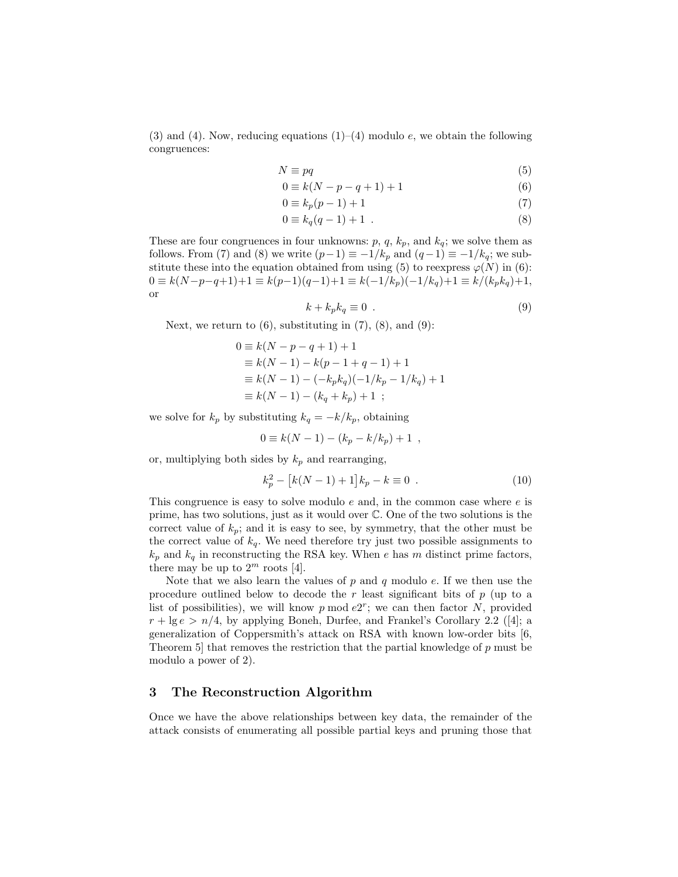(3) and (4). Now, reducing equations (1)–(4) modulo $e$, we obtain the following congruences:

$$N \equiv pq \tag{5}$$
$$0 \equiv k(N - p - q + 1) + 1 \tag{6}$$
$$0 \equiv k_p(p - 1) + 1 \tag{7}$$
$$0 \equiv k_q(q - 1) + 1 \ . \tag{8}$$

These are four congruences in four unknowns: $p$, $q$, $k_p$, and $k_q$; we solve them as follows. From (7) and (8) we write $(p-1) \equiv -1/k_p$ and $(q-1) \equiv -1/k_q$; we substitute these into the equation obtained from using (5) to reexpress $\varphi(N)$ in (6): $0 \equiv k(N-p-q+1)+1 \equiv k(p-1)(q-1)+1 \equiv k(-1/k_p)(-1/k_q)+1 \equiv k/(k_p k_q)+1$, or

$$k + k_p k_q \equiv 0 \ . \tag{9}$$

Next, we return to (6), substituting in (7), (8), and (9):

$$\begin{aligned} 0 &\equiv k(N - p - q + 1) + 1 \\ &\equiv k(N - 1) - k(p - 1 + q - 1) + 1 \\ &\equiv k(N - 1) - (-k_p k_q)(-1/k_p - 1/k_q) + 1 \\ &\equiv k(N - 1) - (k_q + k_p) + 1 \ ; \end{aligned}$$

we solve for $k_p$ by substituting $k_q = -k/k_p$, obtaining

$$0 \equiv k(N - 1) - (k_p - k/k_p) + 1 \ ,$$

or, multiplying both sides by $k_p$ and rearranging,

$$k_p^2 - \big[k(N - 1) + 1\big]k_p - k \equiv 0 \ . \tag{10}$$

This congruence is easy to solve modulo $e$ and, in the common case where $e$ is prime, has two solutions, just as it would over $\mathbb{C}$. One of the two solutions is the correct value of $k_p$; and it is easy to see, by symmetry, that the other must be the correct value of $k_q$. We need therefore try just two possible assignments to $k_p$ and $k_q$ in reconstructing the RSA key. When $e$ has $m$ distinct prime factors, there may be up to $2^m$ roots [4].

Note that we also learn the values of $p$ and $q$ modulo $e$. If we then use the procedure outlined below to decode the $r$ least significant bits of $p$ (up to a list of possibilities), we will know $p \bmod e2^r$; we can then factor $N$, provided $r + \lg e > n/4$, by applying Boneh, Durfee, and Frankel's Corollary 2.2 ([4]; a generalization of Coppersmith's attack on RSA with known low-order bits [6, Theorem 5] that removes the restriction that the partial knowledge of $p$ must be modulo a power of 2).

## 3 The Reconstruction Algorithm

Once we have the above relationships between key data, the remainder of the attack consists of enumerating all possible partial keys and pruning those that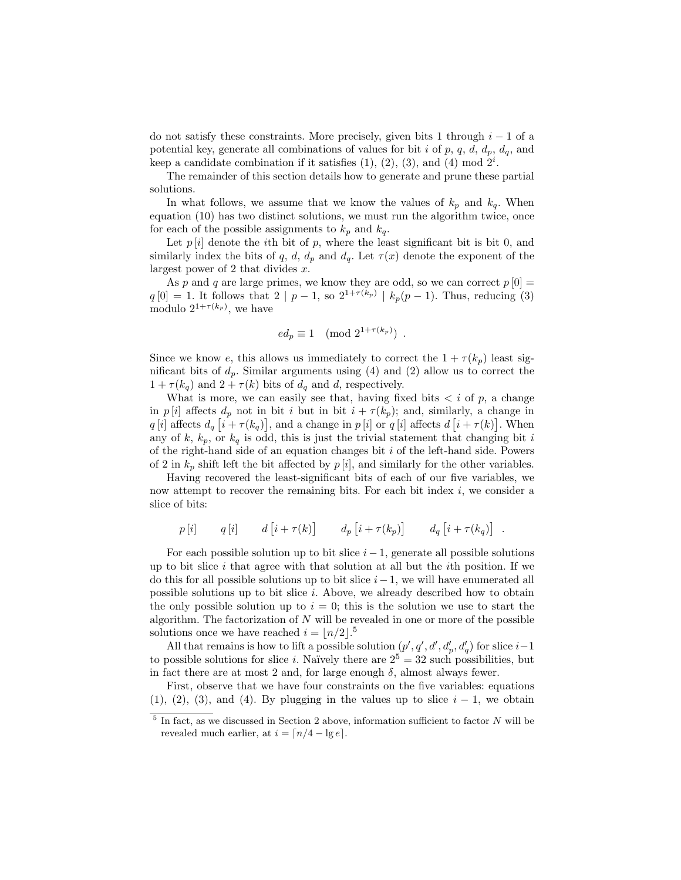do not satisfy these constraints. More precisely, given bits 1 through $i-1$ of a potential key, generate all combinations of values for bit $i$ of $p$, $q$, $d$, $d_p$, $d_q$, and keep a candidate combination if it satisfies (1), (2), (3), and (4) mod $2^i$.

The remainder of this section details how to generate and prune these partial solutions.

In what follows, we assume that we know the values of $k_p$ and $k_q$. When equation (10) has two distinct solutions, we must run the algorithm twice, once for each of the possible assignments to $k_p$ and $k_q$.

Let $p[i]$ denote the $i$th bit of $p$, where the least significant bit is bit 0, and similarly index the bits of $q$, $d$, $d_p$ and $d_q$. Let $\tau(x)$ denote the exponent of the largest power of 2 that divides $x$.

As $p$ and $q$ are large primes, we know they are odd, so we can correct $p[0] = q[0] = 1$. It follows that $2 \mid p-1$, so $2^{1+\tau(k_p)} \mid k_p(p-1)$. Thus, reducing (3) modulo $2^{1+\tau(k_p)}$, we have

$$ed_p \equiv 1 \pmod{2^{1+\tau(k_p)}} \ .$$

Since we know $e$, this allows us immediately to correct the $1+\tau(k_p)$ least significant bits of $d_p$. Similar arguments using (4) and (2) allow us to correct the $1+\tau(k_q)$ and $2+\tau(k)$ bits of $d_q$ and $d$, respectively.

What is more, we can easily see that, having fixed bits $< i$ of $p$, a change in $p[i]$ affects $d_p$ not in bit $i$ but in bit $i+\tau(k_p)$; and, similarly, a change in $q[i]$ affects $d_q\left[i+\tau(k_q)\right]$, and a change in $p[i]$ or $q[i]$ affects $d\left[i+\tau(k)\right]$. When any of $k$, $k_p$, or $k_q$ is odd, this is just the trivial statement that changing bit $i$ of the right-hand side of an equation changes bit $i$ of the left-hand side. Powers of 2 in $k_p$ shift left the bit affected by $p[i]$, and similarly for the other variables.

Having recovered the least-significant bits of each of our five variables, we now attempt to recover the remaining bits. For each bit index $i$, we consider a slice of bits:

$$p[i] \qquad q[i] \qquad d\left[i+\tau(k)\right] \qquad d_p\left[i+\tau(k_p)\right] \qquad d_q\left[i+\tau(k_q)\right] \ .$$

For each possible solution up to bit slice $i-1$, generate all possible solutions up to bit slice $i$ that agree with that solution at all but the $i$th position. If we do this for all possible solutions up to bit slice $i-1$, we will have enumerated all possible solutions up to bit slice $i$. Above, we already described how to obtain the only possible solution up to $i=0$; this is the solution we use to start the algorithm. The factorization of $N$ will be revealed in one or more of the possible solutions once we have reached $i = \lfloor n/2 \rfloor$.[5]

All that remains is how to lift a possible solution $(p', q', d', d'_p, d'_q)$ for slice $i-1$ to possible solutions for slice $i$. Naïvely there are $2^5 = 32$ such possibilities, but in fact there are at most 2 and, for large enough $\delta$, almost always fewer.

First, observe that we have four constraints on the five variables: equations (1), (2), (3), and (4). By plugging in the values up to slice $i-1$, we obtain

[5] In fact, as we discussed in Section 2 above, information sufficient to factor $N$ will be revealed much earlier, at $i = \lceil n/4 - \lg e \rceil$.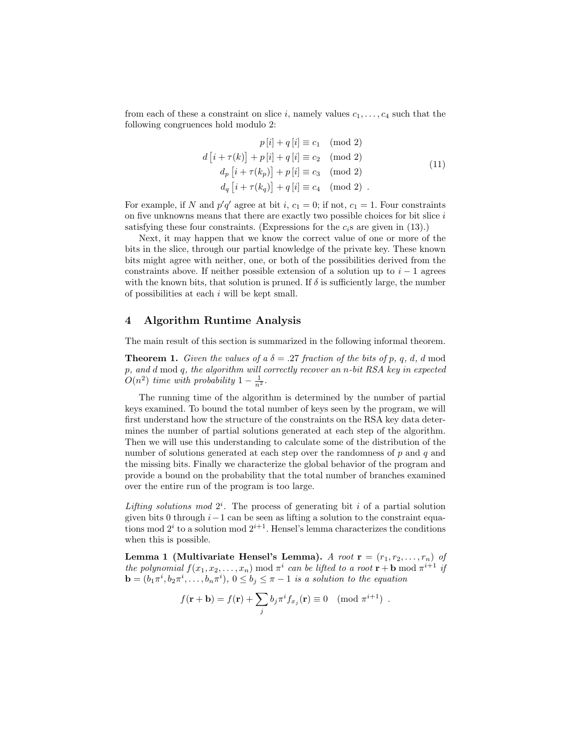from each of these a constraint on slice $i$, namely values $c_1, \ldots, c_4$ such that the following congruences hold modulo 2:

$$
\begin{aligned}
p[i] + q[i] &\equiv c_1 \pmod 2 \\
d\big[i + \tau(k)\big] + p[i] + q[i] &\equiv c_2 \pmod 2 \\
d_p\big[i + \tau(k_p)\big] + p[i] &\equiv c_3 \pmod 2 \\
d_q\big[i + \tau(k_q)\big] + q[i] &\equiv c_4 \pmod 2 \ .
\end{aligned}
\tag{11}
$$

For example, if $N$ and $p'q'$ agree at bit $i$, $c_1 = 0$; if not, $c_1 = 1$. Four constraints on five unknowns means that there are exactly two possible choices for bit slice $i$ satisfying these four constraints. (Expressions for the $c_i$s are given in (13).)

Next, it may happen that we know the correct value of one or more of the bits in the slice, through our partial knowledge of the private key. These known bits might agree with neither, one, or both of the possibilities derived from the constraints above. If neither possible extension of a solution up to $i-1$ agrees with the known bits, that solution is pruned. If $\delta$ is sufficiently large, the number of possibilities at each $i$ will be kept small.

## 4 Algorithm Runtime Analysis

The main result of this section is summarized in the following informal theorem.

**Theorem 1.** *Given the values of a $\delta = .27$ fraction of the bits of $p$, $q$, $d$, $d \bmod p$, and $d \bmod q$, the algorithm will correctly recover an $n$-bit RSA key in expected $O(n^2)$ time with probability $1 - \frac{1}{n^2}$.*

The running time of the algorithm is determined by the number of partial keys examined. To bound the total number of keys seen by the program, we will first understand how the structure of the constraints on the RSA key data determines the number of partial solutions generated at each step of the algorithm. Then we will use this understanding to calculate some of the distribution of the number of solutions generated at each step over the randomness of $p$ and $q$ and the missing bits. Finally we characterize the global behavior of the program and provide a bound on the probability that the total number of branches examined over the entire run of the program is too large.

*Lifting solutions mod $2^i$.* The process of generating bit $i$ of a partial solution given bits 0 through $i-1$ can be seen as lifting a solution to the constraint equations mod $2^i$ to a solution mod $2^{i+1}$. Hensel's lemma characterizes the conditions when this is possible.

**Lemma 1 (Multivariate Hensel's Lemma).** *A root $\mathbf{r} = (r_1, r_2, \ldots, r_n)$ of the polynomial $f(x_1, x_2, \ldots, x_n) \bmod \pi^i$ can be lifted to a root $\mathbf{r} + \mathbf{b} \bmod \pi^{i+1}$ if $\mathbf{b} = (b_1\pi^i, b_2\pi^i, \ldots, b_n\pi^i)$, $0 \le b_j \le \pi - 1$ is a solution to the equation*

$$
f(\mathbf{r} + \mathbf{b}) = f(\mathbf{r}) + \sum_j b_j \pi^i f_{x_j}(\mathbf{r}) \equiv 0 \pmod{\pi^{i+1}} \ .
$$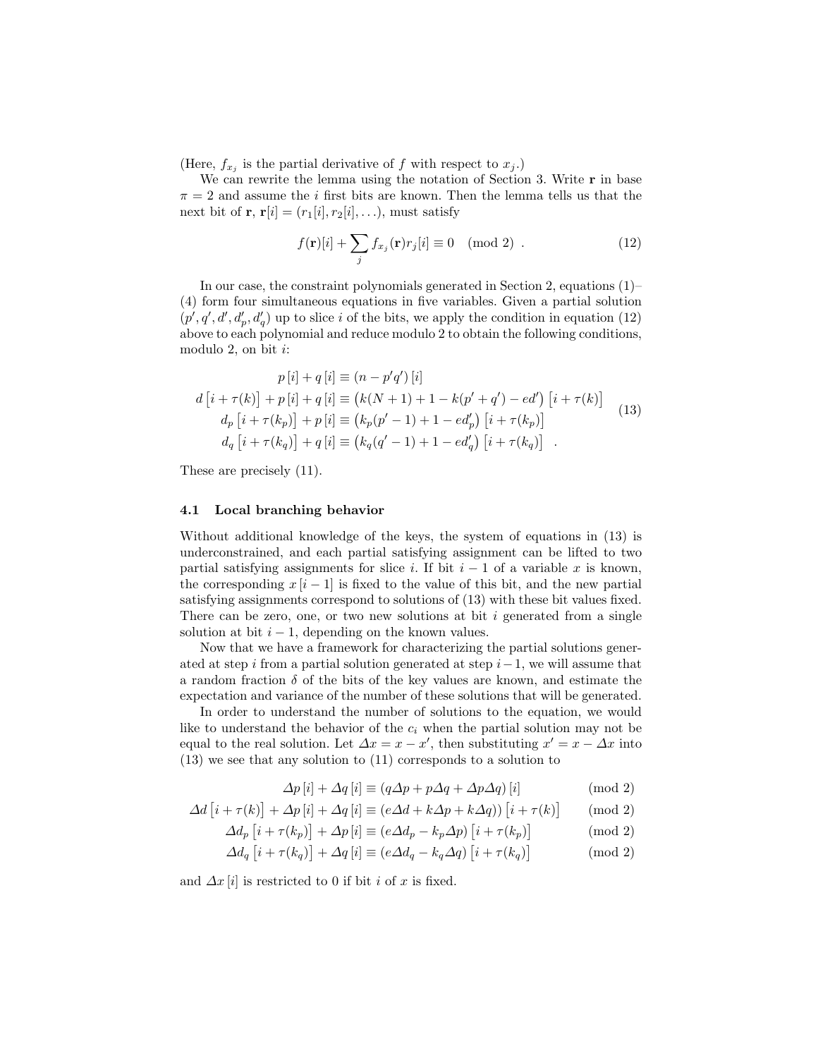(Here, $f_{x_j}$ is the partial derivative of $f$ with respect to $x_j$.)

We can rewrite the lemma using the notation of Section 3. Write $\mathbf{r}$ in base $\pi = 2$ and assume the $i$ first bits are known. Then the lemma tells us that the next bit of $\mathbf{r}$, $\mathbf{r}[i] = (r_1[i], r_2[i], \ldots)$, must satisfy

$$f(\mathbf{r})[i] + \sum_j f_{x_j}(\mathbf{r}) r_j[i] \equiv 0 \pmod 2 \ . \tag{12}$$

In our case, the constraint polynomials generated in Section 2, equations (1)–(4) form four simultaneous equations in five variables. Given a partial solution $(p', q', d', d'_p, d'_q)$ up to slice $i$ of the bits, we apply the condition in equation (12) above to each polynomial and reduce modulo 2 to obtain the following conditions, modulo 2, on bit $i$:

$$\begin{aligned}
p[i] + q[i] &\equiv (n - p'q')[i] \\
d[i + \tau(k)] + p[i] + q[i] &\equiv \left(k(N+1) + 1 - k(p' + q') - ed'\right)[i + \tau(k)] \\
d_p[i + \tau(k_p)] + p[i] &\equiv \left(k_p(p' - 1) + 1 - ed'_p\right)[i + \tau(k_p)] \\
d_q[i + \tau(k_q)] + q[i] &\equiv \left(k_q(q' - 1) + 1 - ed'_q\right)[i + \tau(k_q)] \ .
\end{aligned} \tag{13}$$

These are precisely (11).

### 4.1 Local branching behavior

Without additional knowledge of the keys, the system of equations in (13) is underconstrained, and each partial satisfying assignment can be lifted to two partial satisfying assignments for slice $i$. If bit $i-1$ of a variable $x$ is known, the corresponding $x[i-1]$ is fixed to the value of this bit, and the new partial satisfying assignments correspond to solutions of (13) with these bit values fixed. There can be zero, one, or two new solutions at bit $i$ generated from a single solution at bit $i-1$, depending on the known values.

Now that we have a framework for characterizing the partial solutions generated at step $i$ from a partial solution generated at step $i-1$, we will assume that a random fraction $\delta$ of the bits of the key values are known, and estimate the expectation and variance of the number of these solutions that will be generated.

In order to understand the number of solutions to the equation, we would like to understand the behavior of the $c_i$ when the partial solution may not be equal to the real solution. Let $\Delta x = x - x'$, then substituting $x' = x - \Delta x$ into (13) we see that any solution to (11) corresponds to a solution to

$$\begin{aligned}
\Delta p[i] + \Delta q[i] &\equiv (q\Delta p + p\Delta q + \Delta p \Delta q)[i] && \pmod 2 \\
\Delta d[i + \tau(k)] + \Delta p[i] + \Delta q[i] &\equiv (e\Delta d + k\Delta p + k\Delta q))[i + \tau(k)] && \pmod 2 \\
\Delta d_p[i + \tau(k_p)] + \Delta p[i] &\equiv (e\Delta d_p - k_p \Delta p)[i + \tau(k_p)] && \pmod 2 \\
\Delta d_q[i + \tau(k_q)] + \Delta q[i] &\equiv (e\Delta d_q - k_q \Delta q)[i + \tau(k_q)] && \pmod 2
\end{aligned}$$

and $\Delta x[i]$ is restricted to 0 if bit $i$ of $x$ is fixed.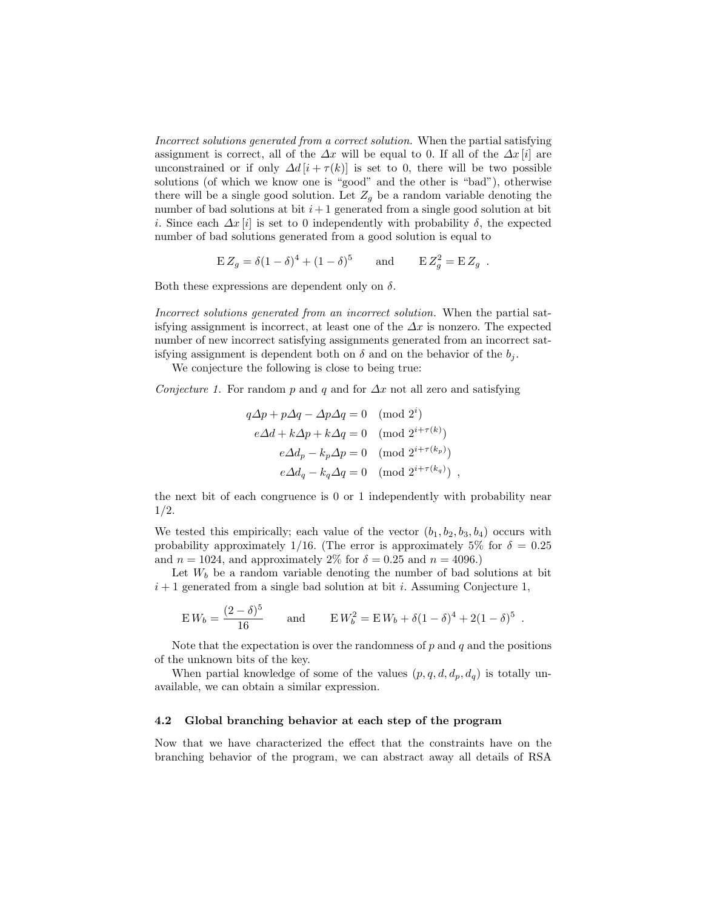*Incorrect solutions generated from a correct solution.* When the partial satisfying assignment is correct, all of the $\Delta x$ will be equal to 0. If all of the $\Delta x\,[i]$ are unconstrained or if only $\Delta d\,[i+\tau(k)]$ is set to 0, there will be two possible solutions (of which we know one is "good" and the other is "bad"), otherwise there will be a single good solution. Let $Z_g$ be a random variable denoting the number of bad solutions at bit $i+1$ generated from a single good solution at bit $i$. Since each $\Delta x\,[i]$ is set to 0 independently with probability $\delta$, the expected number of bad solutions generated from a good solution is equal to

$$\mathrm{E}\,Z_g = \delta(1-\delta)^4 + (1-\delta)^5 \qquad \text{and} \qquad \mathrm{E}\,Z_g^2 = \mathrm{E}\,Z_g \ .$$

Both these expressions are dependent only on $\delta$.

*Incorrect solutions generated from an incorrect solution.* When the partial satisfying assignment is incorrect, at least one of the $\Delta x$ is nonzero. The expected number of new incorrect satisfying assignments generated from an incorrect satisfying assignment is dependent both on $\delta$ and on the behavior of the $b_j$.

We conjecture the following is close to being true:

*Conjecture 1.* For random $p$ and $q$ and for $\Delta x$ not all zero and satisfying

$$\begin{aligned}
q\Delta p + p\Delta q - \Delta p \Delta q &= 0 \pmod{2^i} \\
e\Delta d + k\Delta p + k\Delta q &= 0 \pmod{2^{i+\tau(k)}} \\
e\Delta d_p - k_p \Delta p &= 0 \pmod{2^{i+\tau(k_p)}} \\
e\Delta d_q - k_q \Delta q &= 0 \pmod{2^{i+\tau(k_q)}} \ ,
\end{aligned}$$

the next bit of each congruence is 0 or 1 independently with probability near 1/2.

We tested this empirically; each value of the vector $(b_1, b_2, b_3, b_4)$ occurs with probability approximately 1/16. (The error is approximately 5% for $\delta = 0.25$ and $n = 1024$, and approximately 2% for $\delta = 0.25$ and $n = 4096$.)

Let $W_b$ be a random variable denoting the number of bad solutions at bit $i+1$ generated from a single bad solution at bit $i$. Assuming Conjecture 1,

$$\mathrm{E}\,W_b = \frac{(2-\delta)^5}{16} \qquad \text{and} \qquad \mathrm{E}\,W_b^2 = \mathrm{E}\,W_b + \delta(1-\delta)^4 + 2(1-\delta)^5 \ .$$

Note that the expectation is over the randomness of $p$ and $q$ and the positions of the unknown bits of the key.

When partial knowledge of some of the values $(p, q, d, d_p, d_q)$ is totally unavailable, we can obtain a similar expression.

### 4.2 Global branching behavior at each step of the program

Now that we have characterized the effect that the constraints have on the branching behavior of the program, we can abstract away all details of RSA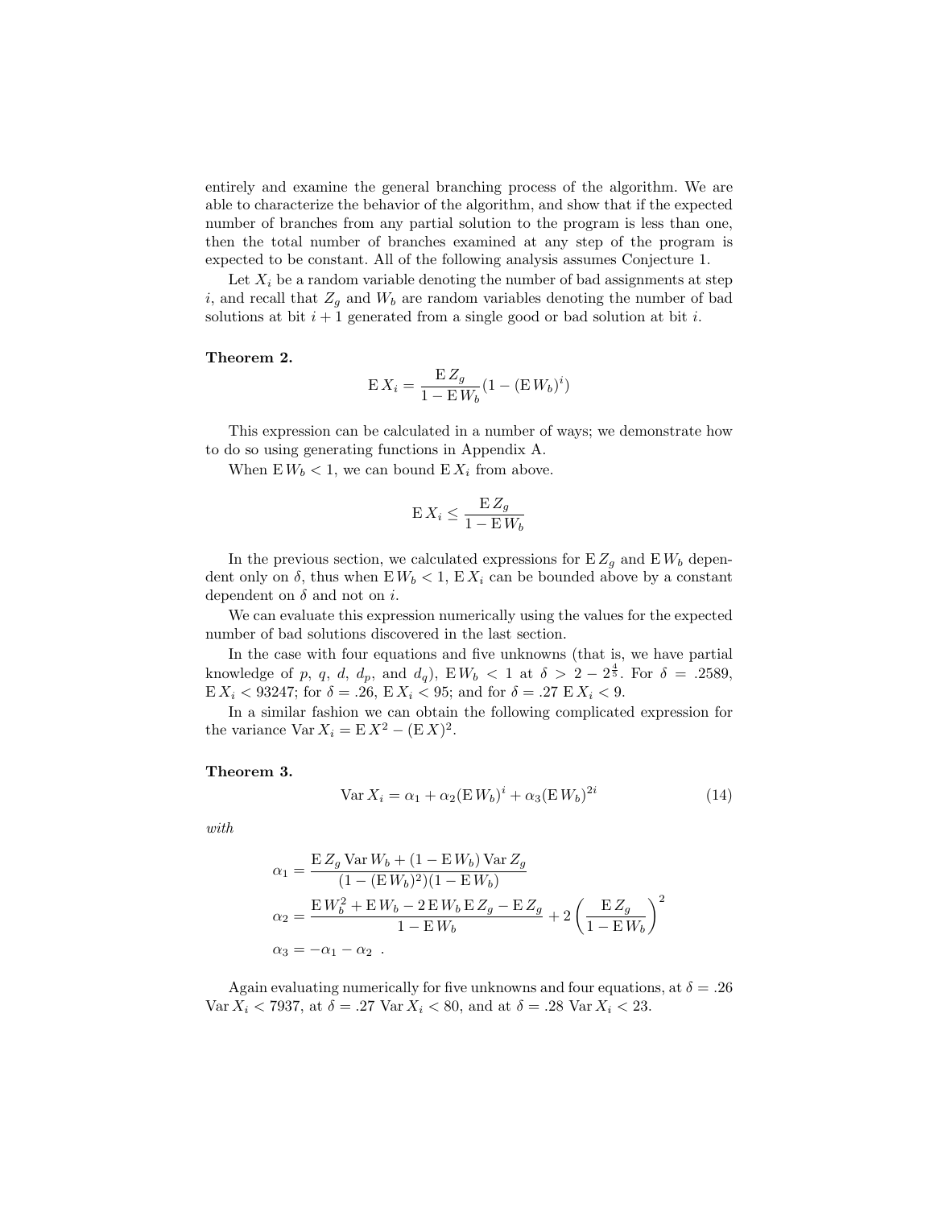entirely and examine the general branching process of the algorithm. We are able to characterize the behavior of the algorithm, and show that if the expected number of branches from any partial solution to the program is less than one, then the total number of branches examined at any step of the program is expected to be constant. All of the following analysis assumes Conjecture 1.

Let $X_i$ be a random variable denoting the number of bad assignments at step $i$, and recall that $Z_g$ and $W_b$ are random variables denoting the number of bad solutions at bit $i+1$ generated from a single good or bad solution at bit $i$.

**Theorem 2.**

$$\mathrm{E}\,X_i = \frac{\mathrm{E}\,Z_g}{1 - \mathrm{E}\,W_b}(1 - (\mathrm{E}\,W_b)^i)$$

This expression can be calculated in a number of ways; we demonstrate how to do so using generating functions in Appendix A.

When $\mathrm{E}\,W_b < 1$, we can bound $\mathrm{E}\,X_i$ from above.

$$\mathrm{E}\,X_i \leq \frac{\mathrm{E}\,Z_g}{1 - \mathrm{E}\,W_b}$$

In the previous section, we calculated expressions for $\mathrm{E}\,Z_g$ and $\mathrm{E}\,W_b$ dependent only on $\delta$, thus when $\mathrm{E}\,W_b < 1$, $\mathrm{E}\,X_i$ can be bounded above by a constant dependent on $\delta$ and not on $i$.

We can evaluate this expression numerically using the values for the expected number of bad solutions discovered in the last section.

In the case with four equations and five unknowns (that is, we have partial knowledge of $p$, $q$, $d$, $d_p$, and $d_q$), $\mathrm{E}\,W_b < 1$ at $\delta > 2 - 2^{\frac{4}{5}}$. For $\delta = .2589$, $\mathrm{E}\,X_i < 93247$; for $\delta = .26$, $\mathrm{E}\,X_i < 95$; and for $\delta = .27$ $\mathrm{E}\,X_i < 9$.

In a similar fashion we can obtain the following complicated expression for the variance $\mathrm{Var}\,X_i = \mathrm{E}\,X^2 - (\mathrm{E}\,X)^2$.

**Theorem 3.**

$$\mathrm{Var}\,X_i = \alpha_1 + \alpha_2(\mathrm{E}\,W_b)^i + \alpha_3(\mathrm{E}\,W_b)^{2i} \tag{14}$$

*with*

$$\alpha_1 = \frac{\mathrm{E}\,Z_g\,\mathrm{Var}\,W_b + (1 - \mathrm{E}\,W_b)\,\mathrm{Var}\,Z_g}{(1 - (\mathrm{E}\,W_b)^2)(1 - \mathrm{E}\,W_b)}$$

$$\alpha_2 = \frac{\mathrm{E}\,W_b^2 + \mathrm{E}\,W_b - 2\,\mathrm{E}\,W_b\,\mathrm{E}\,Z_g - \mathrm{E}\,Z_g}{1 - \mathrm{E}\,W_b} + 2\left(\frac{\mathrm{E}\,Z_g}{1 - \mathrm{E}\,W_b}\right)^2$$

$$\alpha_3 = -\alpha_1 - \alpha_2\ .$$

Again evaluating numerically for five unknowns and four equations, at $\delta = .26$ $\mathrm{Var}\,X_i < 7937$, at $\delta = .27$ $\mathrm{Var}\,X_i < 80$, and at $\delta = .28$ $\mathrm{Var}\,X_i < 23$.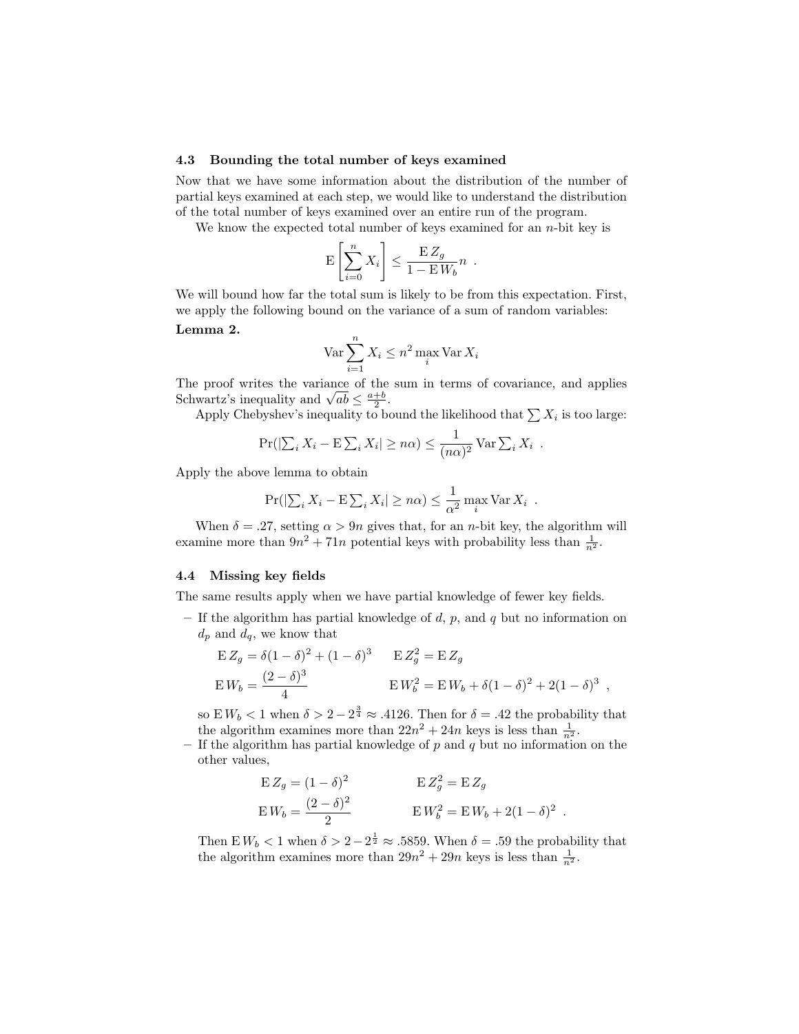### 4.3 Bounding the total number of keys examined

Now that we have some information about the distribution of the number of partial keys examined at each step, we would like to understand the distribution of the total number of keys examined over an entire run of the program.

We know the expected total number of keys examined for an $n$-bit key is

$$\mathrm{E}\left[\sum_{i=0}^{n} X_i\right] \leq \frac{\mathrm{E}\, Z_g}{1 - \mathrm{E}\, W_b} n \ .$$

We will bound how far the total sum is likely to be from this expectation. First, we apply the following bound on the variance of a sum of random variables:

**Lemma 2.**

$$\mathrm{Var} \sum_{i=1}^{n} X_i \leq n^2 \max_i \mathrm{Var}\, X_i$$

The proof writes the variance of the sum in terms of covariance, and applies Schwartz's inequality and $\sqrt{ab} \leq \frac{a+b}{2}$.

Apply Chebyshev's inequality to bound the likelihood that $\sum X_i$ is too large:

$$\Pr(|\textstyle\sum_i X_i - \mathrm{E} \sum_i X_i| \geq n\alpha) \leq \frac{1}{(n\alpha)^2} \mathrm{Var} \textstyle\sum_i X_i \ .$$

Apply the above lemma to obtain

$$\Pr(|\textstyle\sum_i X_i - \mathrm{E} \sum_i X_i| \geq n\alpha) \leq \frac{1}{\alpha^2} \max_i \mathrm{Var}\, X_i \ .$$

When $\delta = .27$, setting $\alpha > 9n$ gives that, for an $n$-bit key, the algorithm will examine more than $9n^2 + 71n$ potential keys with probability less than $\frac{1}{n^2}$.

### 4.4 Missing key fields

The same results apply when we have partial knowledge of fewer key fields.

– If the algorithm has partial knowledge of $d$, $p$, and $q$ but no information on $d_p$ and $d_q$, we know that

$$\mathrm{E}\, Z_g = \delta(1-\delta)^2 + (1-\delta)^3 \qquad \mathrm{E}\, Z_g^2 = \mathrm{E}\, Z_g$$
$$\mathrm{E}\, W_b = \frac{(2-\delta)^3}{4} \qquad \mathrm{E}\, W_b^2 = \mathrm{E}\, W_b + \delta(1-\delta)^2 + 2(1-\delta)^3 \ ,$$

so $\mathrm{E}\, W_b < 1$ when $\delta > 2 - 2^{\frac{3}{4}} \approx .4126$. Then for $\delta = .42$ the probability that the algorithm examines more than $22n^2 + 24n$ keys is less than $\frac{1}{n^2}$.

– If the algorithm has partial knowledge of $p$ and $q$ but no information on the other values,

$$\mathrm{E}\, Z_g = (1-\delta)^2 \qquad \mathrm{E}\, Z_g^2 = \mathrm{E}\, Z_g$$
$$\mathrm{E}\, W_b = \frac{(2-\delta)^2}{2} \qquad \mathrm{E}\, W_b^2 = \mathrm{E}\, W_b + 2(1-\delta)^2 \ .$$

Then $\mathrm{E}\, W_b < 1$ when $\delta > 2 - 2^{\frac{1}{2}} \approx .5859$. When $\delta = .59$ the probability that the algorithm examines more than $29n^2 + 29n$ keys is less than $\frac{1}{n^2}$.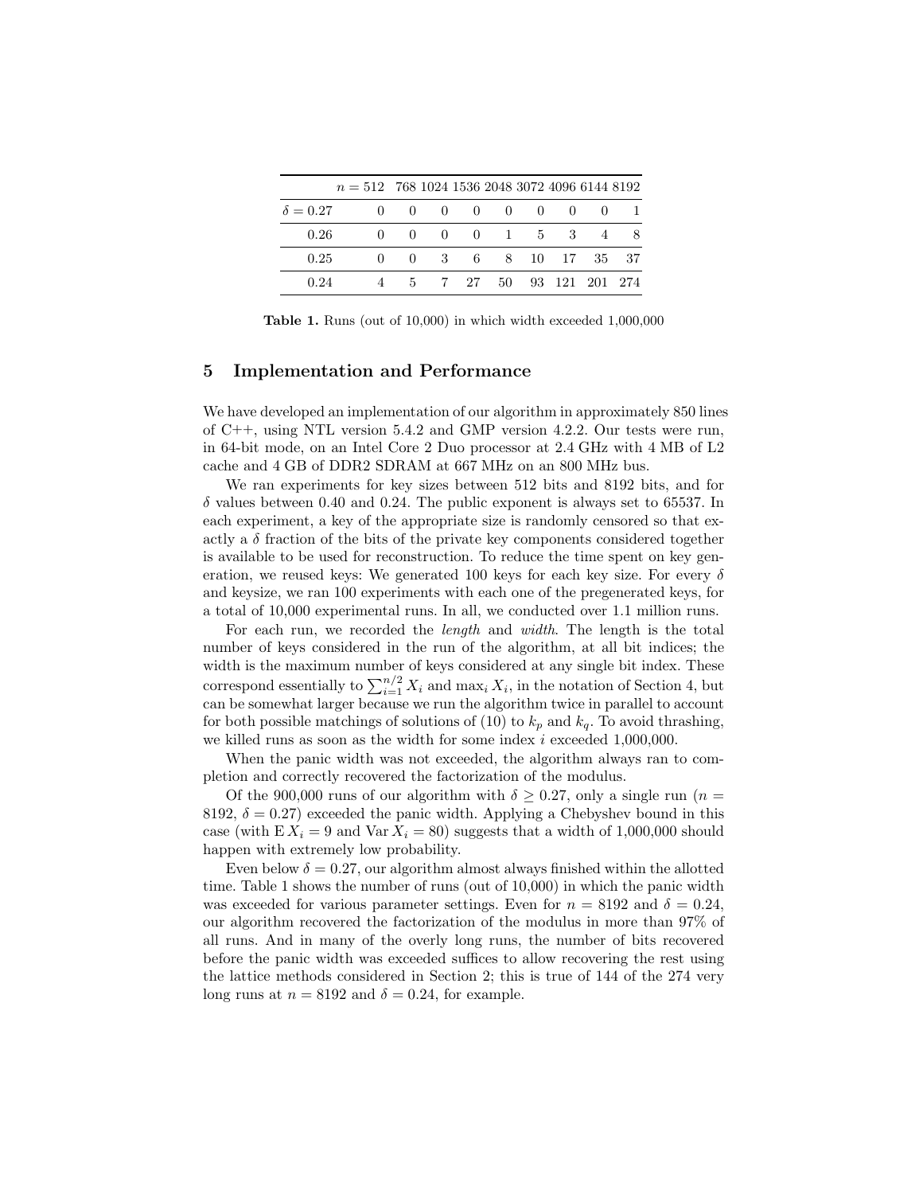| | $n = 512$ | 768 | 1024 | 1536 | 2048 | 3072 | 4096 | 6144 | 8192 |
|---|---|---|---|---|---|---|---|---|---|
| $\delta = 0.27$ | 0 | 0 | 0 | 0 | 0 | 0 | 0 | 0 | 1 |
| 0.26 | 0 | 0 | 0 | 0 | 1 | 5 | 3 | 4 | 8 |
| 0.25 | 0 | 0 | 3 | 6 | 8 | 10 | 17 | 35 | 37 |
| 0.24 | 4 | 5 | 7 | 27 | 50 | 93 | 121 | 201 | 274 |

**Table 1.** Runs (out of 10,000) in which width exceeded 1,000,000

## 5 Implementation and Performance

We have developed an implementation of our algorithm in approximately 850 lines of C++, using NTL version 5.4.2 and GMP version 4.2.2. Our tests were run, in 64-bit mode, on an Intel Core 2 Duo processor at 2.4 GHz with 4 MB of L2 cache and 4 GB of DDR2 SDRAM at 667 MHz on an 800 MHz bus.

We ran experiments for key sizes between 512 bits and 8192 bits, and for $\delta$ values between 0.40 and 0.24. The public exponent is always set to 65537. In each experiment, a key of the appropriate size is randomly censored so that exactly a $\delta$ fraction of the bits of the private key components considered together is available to be used for reconstruction. To reduce the time spent on key generation, we reused keys: We generated 100 keys for each key size. For every $\delta$ and keysize, we ran 100 experiments with each one of the pregenerated keys, for a total of 10,000 experimental runs. In all, we conducted over 1.1 million runs.

For each run, we recorded the *length* and *width*. The length is the total number of keys considered in the run of the algorithm, at all bit indices; the width is the maximum number of keys considered at any single bit index. These correspond essentially to $\sum_{i=1}^{n/2} X_i$ and $\max_i X_i$, in the notation of Section 4, but can be somewhat larger because we run the algorithm twice in parallel to account for both possible matchings of solutions of (10) to $k_p$ and $k_q$. To avoid thrashing, we killed runs as soon as the width for some index $i$ exceeded 1,000,000.

When the panic width was not exceeded, the algorithm always ran to completion and correctly recovered the factorization of the modulus.

Of the 900,000 runs of our algorithm with $\delta \geq 0.27$, only a single run ($n = 8192$, $\delta = 0.27$) exceeded the panic width. Applying a Chebyshev bound in this case (with $\mathrm{E}\,X_i = 9$ and $\mathrm{Var}\,X_i = 80$) suggests that a width of 1,000,000 should happen with extremely low probability.

Even below $\delta = 0.27$, our algorithm almost always finished within the allotted time. Table 1 shows the number of runs (out of 10,000) in which the panic width was exceeded for various parameter settings. Even for $n = 8192$ and $\delta = 0.24$, our algorithm recovered the factorization of the modulus in more than 97% of all runs. And in many of the overly long runs, the number of bits recovered before the panic width was exceeded suffices to allow recovering the rest using the lattice methods considered in Section 2; this is true of 144 of the 274 very long runs at $n = 8192$ and $\delta = 0.24$, for example.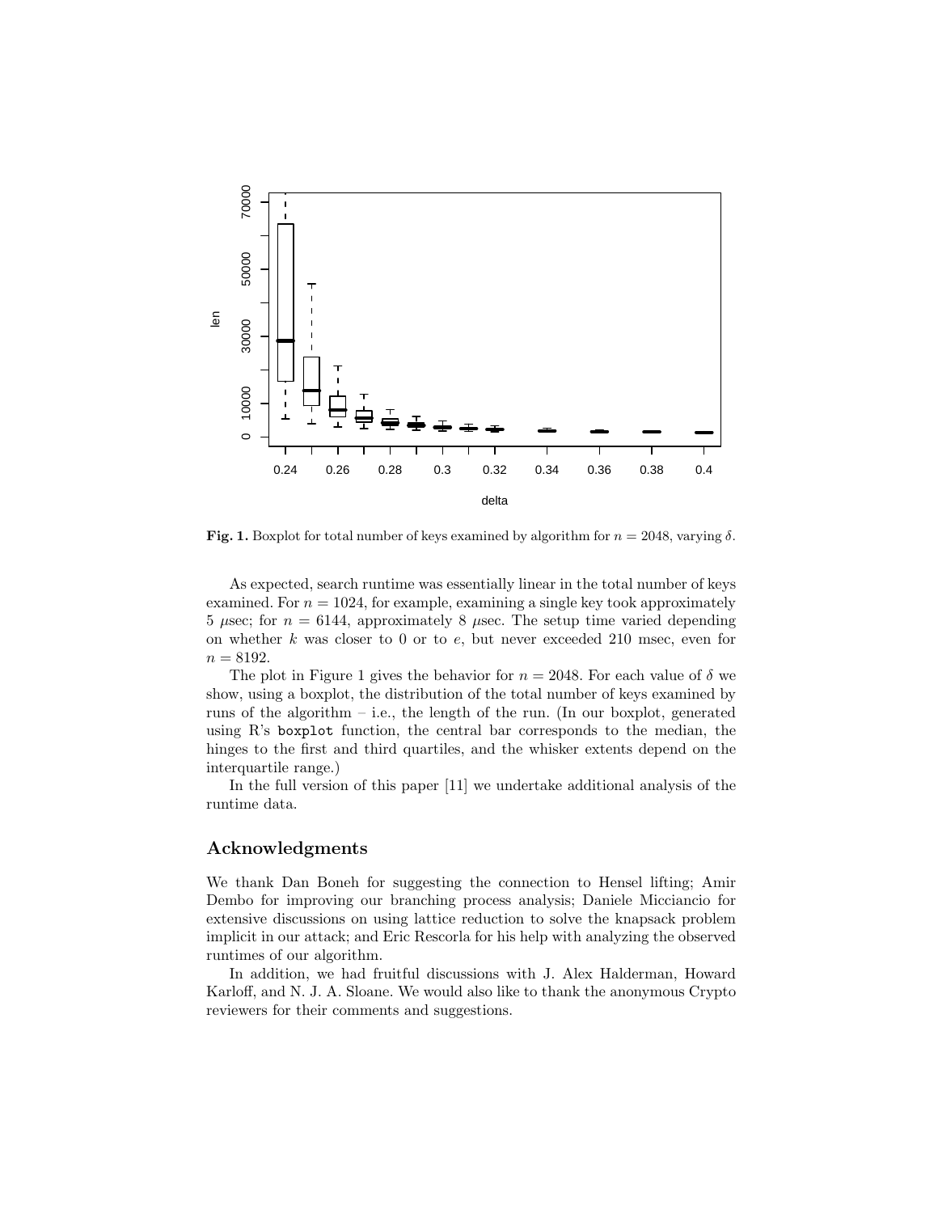**Fig. 1.** Boxplot for total number of keys examined by algorithm for $n = 2048$, varying $\delta$.

As expected, search runtime was essentially linear in the total number of keys examined. For $n = 1024$, for example, examining a single key took approximately 5 $\mu$sec; for $n = 6144$, approximately 8 $\mu$sec. The setup time varied depending on whether $k$ was closer to 0 or to $e$, but never exceeded 210 msec, even for $n = 8192$.

The plot in Figure 1 gives the behavior for $n = 2048$. For each value of $\delta$ we show, using a boxplot, the distribution of the total number of keys examined by runs of the algorithm – i.e., the length of the run. (In our boxplot, generated using R's `boxplot` function, the central bar corresponds to the median, the hinges to the first and third quartiles, and the whisker extents depend on the interquartile range.)

In the full version of this paper [11] we undertake additional analysis of the runtime data.

## Acknowledgments

We thank Dan Boneh for suggesting the connection to Hensel lifting; Amir Dembo for improving our branching process analysis; Daniele Micciancio for extensive discussions on using lattice reduction to solve the knapsack problem implicit in our attack; and Eric Rescorla for his help with analyzing the observed runtimes of our algorithm.

In addition, we had fruitful discussions with J. Alex Halderman, Howard Karloff, and N. J. A. Sloane. We would also like to thank the anonymous Crypto reviewers for their comments and suggestions.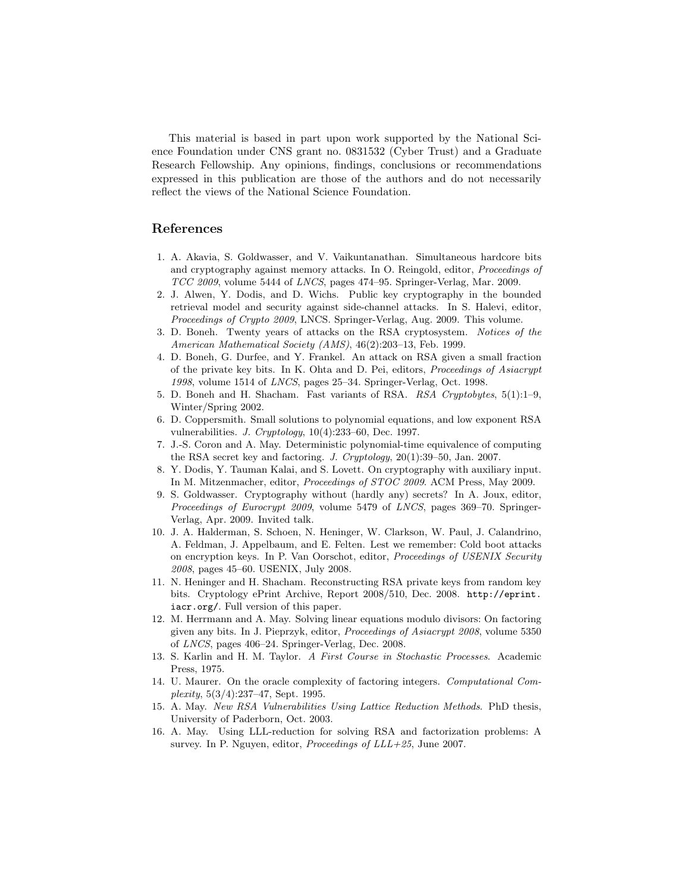This material is based in part upon work supported by the National Science Foundation under CNS grant no. 0831532 (Cyber Trust) and a Graduate Research Fellowship. Any opinions, findings, conclusions or recommendations expressed in this publication are those of the authors and do not necessarily reflect the views of the National Science Foundation.

## References

1. A. Akavia, S. Goldwasser, and V. Vaikuntanathan. Simultaneous hardcore bits and cryptography against memory attacks. In O. Reingold, editor, *Proceedings of TCC 2009*, volume 5444 of *LNCS*, pages 474–95. Springer-Verlag, Mar. 2009.
2. J. Alwen, Y. Dodis, and D. Wichs. Public key cryptography in the bounded retrieval model and security against side-channel attacks. In S. Halevi, editor, *Proceedings of Crypto 2009*, LNCS. Springer-Verlag, Aug. 2009. This volume.
3. D. Boneh. Twenty years of attacks on the RSA cryptosystem. *Notices of the American Mathematical Society (AMS)*, 46(2):203–13, Feb. 1999.
4. D. Boneh, G. Durfee, and Y. Frankel. An attack on RSA given a small fraction of the private key bits. In K. Ohta and D. Pei, editors, *Proceedings of Asiacrypt 1998*, volume 1514 of *LNCS*, pages 25–34. Springer-Verlag, Oct. 1998.
5. D. Boneh and H. Shacham. Fast variants of RSA. *RSA Cryptobytes*, 5(1):1–9, Winter/Spring 2002.
6. D. Coppersmith. Small solutions to polynomial equations, and low exponent RSA vulnerabilities. *J. Cryptology*, 10(4):233–60, Dec. 1997.
7. J.-S. Coron and A. May. Deterministic polynomial-time equivalence of computing the RSA secret key and factoring. *J. Cryptology*, 20(1):39–50, Jan. 2007.
8. Y. Dodis, Y. Tauman Kalai, and S. Lovett. On cryptography with auxiliary input. In M. Mitzenmacher, editor, *Proceedings of STOC 2009*. ACM Press, May 2009.
9. S. Goldwasser. Cryptography without (hardly any) secrets? In A. Joux, editor, *Proceedings of Eurocrypt 2009*, volume 5479 of *LNCS*, pages 369–70. Springer-Verlag, Apr. 2009. Invited talk.
10. J. A. Halderman, S. Schoen, N. Heninger, W. Clarkson, W. Paul, J. Calandrino, A. Feldman, J. Appelbaum, and E. Felten. Lest we remember: Cold boot attacks on encryption keys. In P. Van Oorschot, editor, *Proceedings of USENIX Security 2008*, pages 45–60. USENIX, July 2008.
11. N. Heninger and H. Shacham. Reconstructing RSA private keys from random key bits. Cryptology ePrint Archive, Report 2008/510, Dec. 2008. `http://eprint.iacr.org/`. Full version of this paper.
12. M. Herrmann and A. May. Solving linear equations modulo divisors: On factoring given any bits. In J. Pieprzyk, editor, *Proceedings of Asiacrypt 2008*, volume 5350 of *LNCS*, pages 406–24. Springer-Verlag, Dec. 2008.
13. S. Karlin and H. M. Taylor. *A First Course in Stochastic Processes*. Academic Press, 1975.
14. U. Maurer. On the oracle complexity of factoring integers. *Computational Complexity*, 5(3/4):237–47, Sept. 1995.
15. A. May. *New RSA Vulnerabilities Using Lattice Reduction Methods*. PhD thesis, University of Paderborn, Oct. 2003.
16. A. May. Using LLL-reduction for solving RSA and factorization problems: A survey. In P. Nguyen, editor, *Proceedings of LLL+25*, June 2007.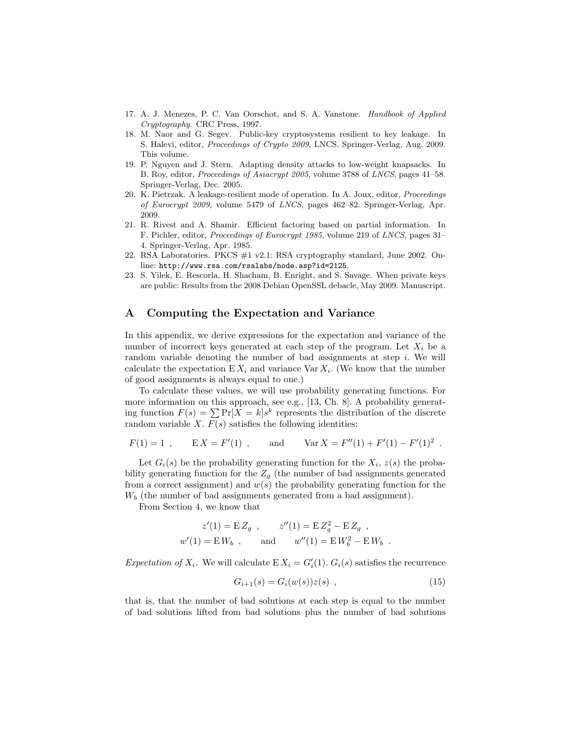17. A. J. Menezes, P. C. Van Oorschot, and S. A. Vanstone. *Handbook of Applied Cryptography*. CRC Press, 1997.
18. M. Naor and G. Segev. Public-key cryptosystems resilient to key leakage. In S. Halevi, editor, *Proceedings of Crypto 2009*, LNCS. Springer-Verlag, Aug. 2009. This volume.
19. P. Nguyen and J. Stern. Adapting density attacks to low-weight knapsacks. In B. Roy, editor, *Proceedings of Asiacrypt 2005*, volume 3788 of *LNCS*, pages 41–58. Springer-Verlag, Dec. 2005.
20. K. Pietrzak. A leakage-resilient mode of operation. In A. Joux, editor, *Proceedings of Eurocrypt 2009*, volume 5479 of *LNCS*, pages 462–82. Springer-Verlag, Apr. 2009.
21. R. Rivest and A. Shamir. Efficient factoring based on partial information. In F. Pichler, editor, *Proceedings of Eurocrypt 1985*, volume 219 of *LNCS*, pages 31–4. Springer-Verlag, Apr. 1985.
22. RSA Laboratories. PKCS #1 v2.1: RSA cryptography standard, June 2002. Online: `http://www.rsa.com/rsalabs/node.asp?id=2125`.
23. S. Yilek, E. Rescorla, H. Shacham, B. Enright, and S. Savage. When private keys are public: Results from the 2008 Debian OpenSSL debacle, May 2009. Manuscript.

# A Computing the Expectation and Variance

In this appendix, we derive expressions for the expectation and variance of the number of incorrect keys generated at each step of the program. Let $X_i$ be a random variable denoting the number of bad assignments at step $i$. We will calculate the expectation $\operatorname{E} X_i$ and variance $\operatorname{Var} X_i$. (We know that the number of good assignments is always equal to one.)

To calculate these values, we will use probability generating functions. For more information on this approach, see e.g., [13, Ch. 8]. A probability generating function $F(s) = \sum \Pr[X = k] s^k$ represents the distribution of the discrete random variable $X$. $F(s)$ satisfies the following identities:

$$F(1) = 1 \ , \qquad \operatorname{E} X = F'(1) \ , \qquad \text{and} \qquad \operatorname{Var} X = F''(1) + F'(1) - F'(1)^2 \ .$$

Let $G_i(s)$ be the probability generating function for the $X_i$, $z(s)$ the probability generating function for the $Z_g$ (the number of bad assignments generated from a correct assignment) and $w(s)$ the probability generating function for the $W_b$ (the number of bad assignments generated from a bad assignment).

From Section 4, we know that

$$z'(1) = \operatorname{E} Z_g \ , \qquad z''(1) = \operatorname{E} Z_g^2 - \operatorname{E} Z_g \ ,$$
$$w'(1) = \operatorname{E} W_b \ , \qquad \text{and} \qquad w''(1) = \operatorname{E} W_b^2 - \operatorname{E} W_b \ .$$

*Expectation of $X_i$.* We will calculate $\operatorname{E} X_i = G_i'(1)$. $G_i(s)$ satisfies the recurrence

$$G_{i+1}(s) = G_i(w(s)) z(s) \ , \tag{15}$$

that is, that the number of bad solutions at each step is equal to the number of bad solutions lifted from bad solutions plus the number of bad solutions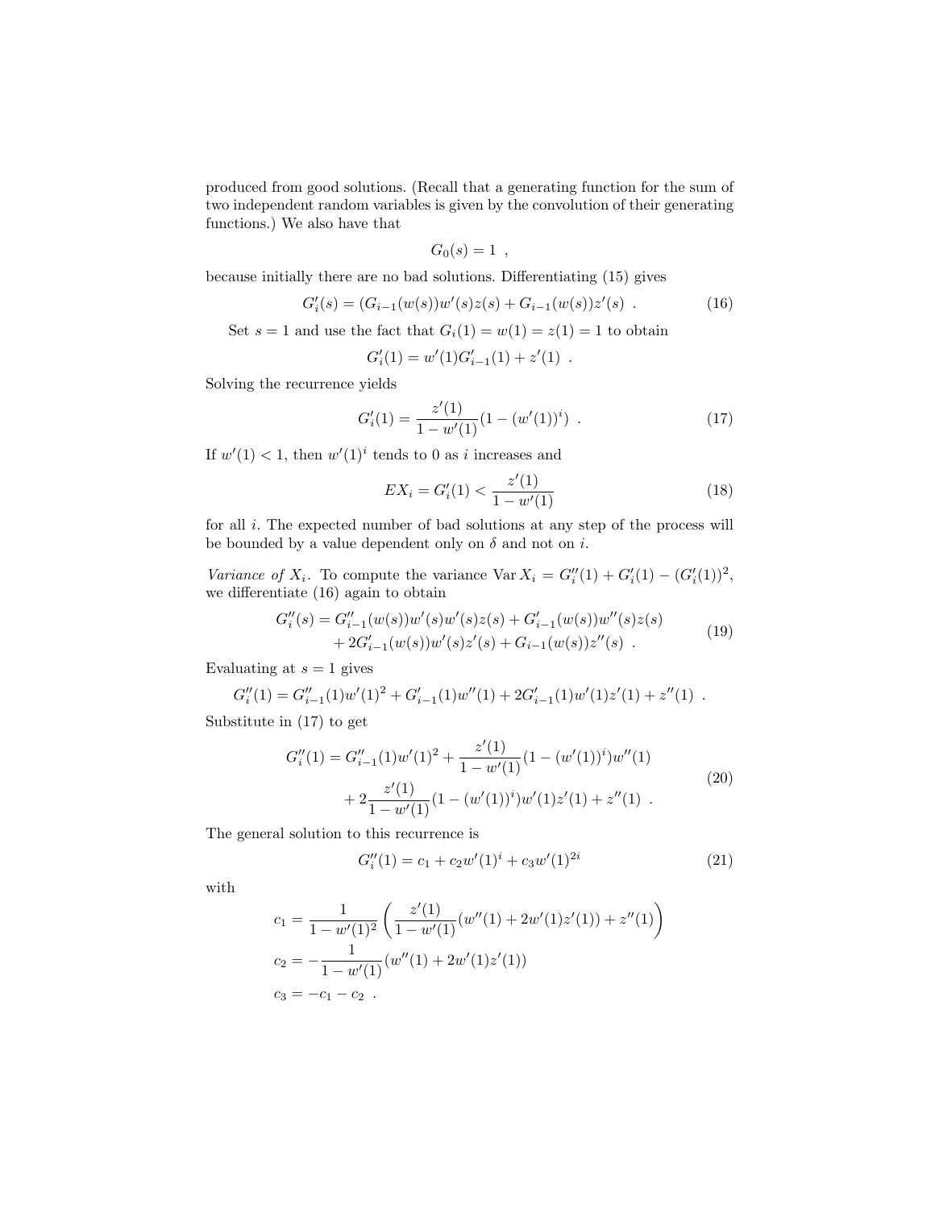produced from good solutions. (Recall that a generating function for the sum of two independent random variables is given by the convolution of their generating functions.) We also have that

$$G_0(s) = 1 \ ,$$

because initially there are no bad solutions. Differentiating (15) gives

$$G_i'(s) = (G_{i-1}(w(s))w'(s)z(s) + G_{i-1}(w(s))z'(s) \ . \tag{16}$$

Set $s = 1$ and use the fact that $G_i(1) = w(1) = z(1) = 1$ to obtain

$$G_i'(1) = w'(1)G_{i-1}'(1) + z'(1) \ .$$

Solving the recurrence yields

$$G_i'(1) = \frac{z'(1)}{1 - w'(1)}(1 - (w'(1))^i) \ . \tag{17}$$

If $w'(1) < 1$, then $w'(1)^i$ tends to 0 as $i$ increases and

$$EX_i = G_i'(1) < \frac{z'(1)}{1 - w'(1)} \tag{18}$$

for all $i$. The expected number of bad solutions at any step of the process will be bounded by a value dependent only on $\delta$ and not on $i$.

*Variance of $X_i$.* To compute the variance $\operatorname{Var} X_i = G_i''(1) + G_i'(1) - (G_i'(1))^2$, we differentiate (16) again to obtain

$$\begin{aligned} G_i''(s) = {} & G_{i-1}''(w(s))w'(s)w'(s)z(s) + G_{i-1}'(w(s))w''(s)z(s) \\ & + 2G_{i-1}'(w(s))w'(s)z'(s) + G_{i-1}(w(s))z''(s) \ . \end{aligned} \tag{19}$$

Evaluating at $s = 1$ gives

$$G_i''(1) = G_{i-1}''(1)w'(1)^2 + G_{i-1}'(1)w''(1) + 2G_{i-1}'(1)w'(1)z'(1) + z''(1) \ .$$

Substitute in (17) to get

$$\begin{aligned} G_i''(1) = {} & G_{i-1}''(1)w'(1)^2 + \frac{z'(1)}{1 - w'(1)}(1 - (w'(1))^i)w''(1) \\ & + 2\frac{z'(1)}{1 - w'(1)}(1 - (w'(1))^i)w'(1)z'(1) + z''(1) \ . \end{aligned} \tag{20}$$

The general solution to this recurrence is

$$G_i''(1) = c_1 + c_2 w'(1)^i + c_3 w'(1)^{2i} \tag{21}$$

with

$$\begin{aligned} c_1 &= \frac{1}{1 - w'(1)^2}\left(\frac{z'(1)}{1 - w'(1)}(w''(1) + 2w'(1)z'(1)) + z''(1)\right) \\ c_2 &= -\frac{1}{1 - w'(1)}(w''(1) + 2w'(1)z'(1)) \\ c_3 &= -c_1 - c_2 \ . \end{aligned}$$